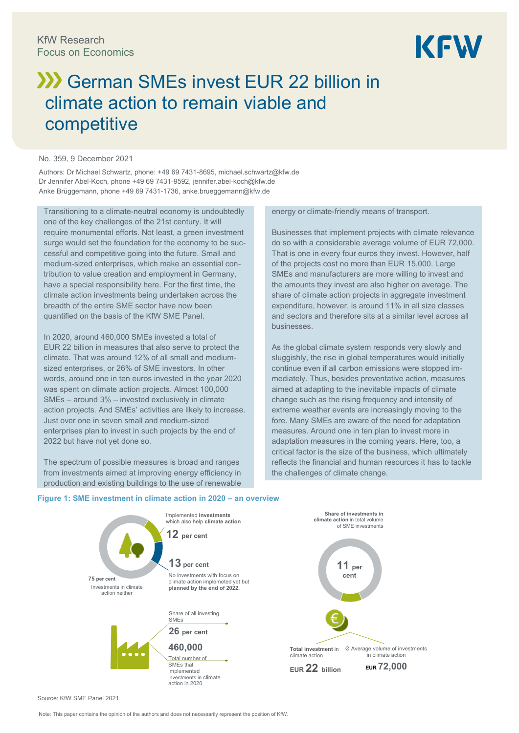KfW Research
Focus on Economics

# German SMEs invest EUR 22 billion in climate action to remain viable and competitive

No. 359, 9 December 2021

Authors: Dr Michael Schwartz, phone: +49 69 7431-8695, michael.schwartz@kfw.de
Dr Jennifer Abel-Koch, phone +49 69 7431-9592, jennifer.abel-koch@kfw.de
Anke Brüggemann, phone +49 69 7431-1736, anke.brueggemann@kfw.de

Transitioning to a climate-neutral economy is undoubtedly one of the key challenges of the 21st century. It will require monumental efforts. Not least, a green investment surge would set the foundation for the economy to be successful and competitive going into the future. Small and medium-sized enterprises, which make an essential contribution to value creation and employment in Germany, have a special responsibility here. For the first time, the climate action investments being undertaken across the breadth of the entire SME sector have now been quantified on the basis of the KfW SME Panel.

In 2020, around 460,000 SMEs invested a total of EUR 22 billion in measures that also serve to protect the climate. That was around 12% of all small and medium-sized enterprises, or 26% of SME investors. In other words, around one in ten euros invested in the year 2020 was spent on climate action projects. Almost 100,000 SMEs – around 3% – invested exclusively in climate action projects. And SMEs' activities are likely to increase. Just over one in seven small and medium-sized enterprises plan to invest in such projects by the end of 2022 but have not yet done so.

The spectrum of possible measures is broad and ranges from investments aimed at improving energy efficiency in production and existing buildings to the use of renewable energy or climate-friendly means of transport.

Businesses that implement projects with climate relevance do so with a considerable average volume of EUR 72,000. That is one in every four euros they invest. However, half of the projects cost no more than EUR 15,000. Large SMEs and manufacturers are more willing to invest and the amounts they invest are also higher on average. The share of climate action projects in aggregate investment expenditure, however, is around 11% in all size classes and sectors and therefore sits at a similar level across all businesses.

As the global climate system responds very slowly and sluggishly, the rise in global temperatures would initially continue even if all carbon emissions were stopped immediately. Thus, besides preventative action, measures aimed at adapting to the inevitable impacts of climate change such as the rising frequency and intensity of extreme weather events are increasingly moving to the fore. Many SMEs are aware of the need for adaptation measures. Around one in ten plan to invest more in adaptation measures in the coming years. Here, too, a critical factor is the size of the business, which ultimately reflects the financial and human resources it has to tackle the challenges of climate change.

**Figure 1: SME investment in climate action in 2020 – an overview**

- Implemented **investments** which also help **climate action**: **12 per cent**
- No investments with focus on climate action implemented yet but **planned by the end of 2022**: **13 per cent**
- Investments in climate action neither: **75 per cent**
- Share of all investing SMEs: **26 per cent**
- Total number of SMEs that implemented investments in climate action in 2020: **460,000**
- **Share of investments in climate action** in total volume of SME investments: **11 per cent**
- **Total investment** in climate action: **EUR 22 billion**
- Ø Average volume of investments in climate action: **EUR 72,000**

Source: KfW SME Panel 2021.

Note: This paper contains the opinion of the authors and does not necessarily represent the position of KfW.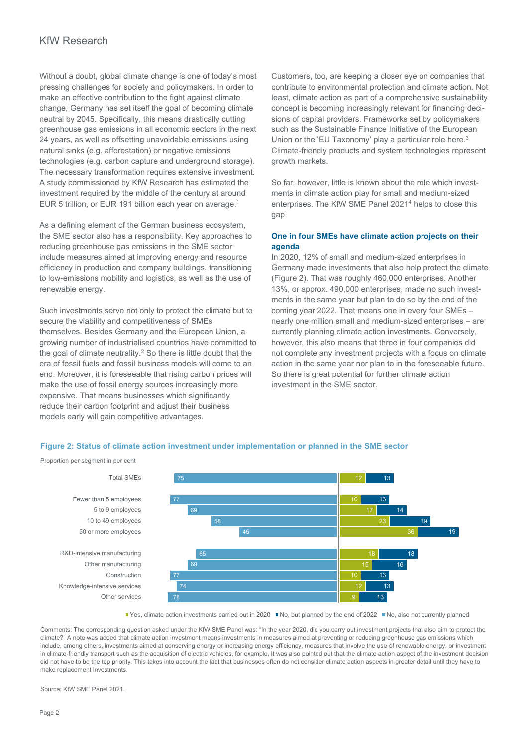Without a doubt, global climate change is one of today's most pressing challenges for society and policymakers. In order to make an effective contribution to the fight against climate change, Germany has set itself the goal of becoming climate neutral by 2045. Specifically, this means drastically cutting greenhouse gas emissions in all economic sectors in the next 24 years, as well as offsetting unavoidable emissions using natural sinks (e.g. afforestation) or negative emissions technologies (e.g. carbon capture and underground storage). The necessary transformation requires extensive investment. A study commissioned by KfW Research has estimated the investment required by the middle of the century at around EUR 5 trillion, or EUR 191 billion each year on average.[1]

As a defining element of the German business ecosystem, the SME sector also has a responsibility. Key approaches to reducing greenhouse gas emissions in the SME sector include measures aimed at improving energy and resource efficiency in production and company buildings, transitioning to low-emissions mobility and logistics, as well as the use of renewable energy.

Such investments serve not only to protect the climate but to secure the viability and competitiveness of SMEs themselves. Besides Germany and the European Union, a growing number of industrialised countries have committed to the goal of climate neutrality.[2] So there is little doubt that the era of fossil fuels and fossil business models will come to an end. Moreover, it is foreseeable that rising carbon prices will make the use of fossil energy sources increasingly more expensive. That means businesses which significantly reduce their carbon footprint and adjust their business models early will gain competitive advantages.

Customers, too, are keeping a closer eye on companies that contribute to environmental protection and climate action. Not least, climate action as part of a comprehensive sustainability concept is becoming increasingly relevant for financing decisions of capital providers. Frameworks set by policymakers such as the Sustainable Finance Initiative of the European Union or the 'EU Taxonomy' play a particular role here.[3] Climate-friendly products and system technologies represent growth markets.

So far, however, little is known about the role which investments in climate action play for small and medium-sized enterprises. The KfW SME Panel 2021[4] helps to close this gap.

### One in four SMEs have climate action projects on their agenda

In 2020, 12% of small and medium-sized enterprises in Germany made investments that also help protect the climate (Figure 2). That was roughly 460,000 enterprises. Another 13%, or approx. 490,000 enterprises, made no such investments in the same year but plan to do so by the end of the coming year 2022. That means one in every four SMEs – nearly one million small and medium-sized enterprises – are currently planning climate action investments. Conversely, however, this also means that three in four companies did not complete any investment projects with a focus on climate action in the same year nor plan to in the foreseeable future. So there is great potential for further climate action investment in the SME sector.

**Figure 2: Status of climate action investment under implementation or planned in the SME sector**

Proportion per segment in per cent

| Segment | No, also not currently planned | Yes, climate action investments carried out in 2020 | No, but planned by the end of 2022 |
|---|---|---|---|
| Total SMEs | 75 | 12 | 13 |
| Fewer than 5 employees | 77 | 10 | 13 |
| 5 to 9 employees | 69 | 17 | 14 |
| 10 to 49 employees | 58 | 23 | 19 |
| 50 or more employees | 45 | 36 | 19 |
| R&D-intensive manufacturing | 65 | 18 | 18 |
| Other manufacturing | 69 | 15 | 16 |
| Construction | 77 | 10 | 13 |
| Knowledge-intensive services | 74 | 12 | 13 |
| Other services | 78 | 9 | 13 |

Comments: The corresponding question asked under the KfW SME Panel was: "In the year 2020, did you carry out investment projects that also aim to protect the climate?" A note was added that climate action investment means investments in measures aimed at preventing or reducing greenhouse gas emissions which include, among others, investments aimed at conserving energy or increasing energy efficiency, measures that involve the use of renewable energy, or investment in climate-friendly transport such as the acquisition of electric vehicles, for example. It was also pointed out that the climate action aspect of the investment decision did not have to be the top priority. This takes into account the fact that businesses often do not consider climate action aspects in greater detail until they have to make replacement investments.

Source: KfW SME Panel 2021.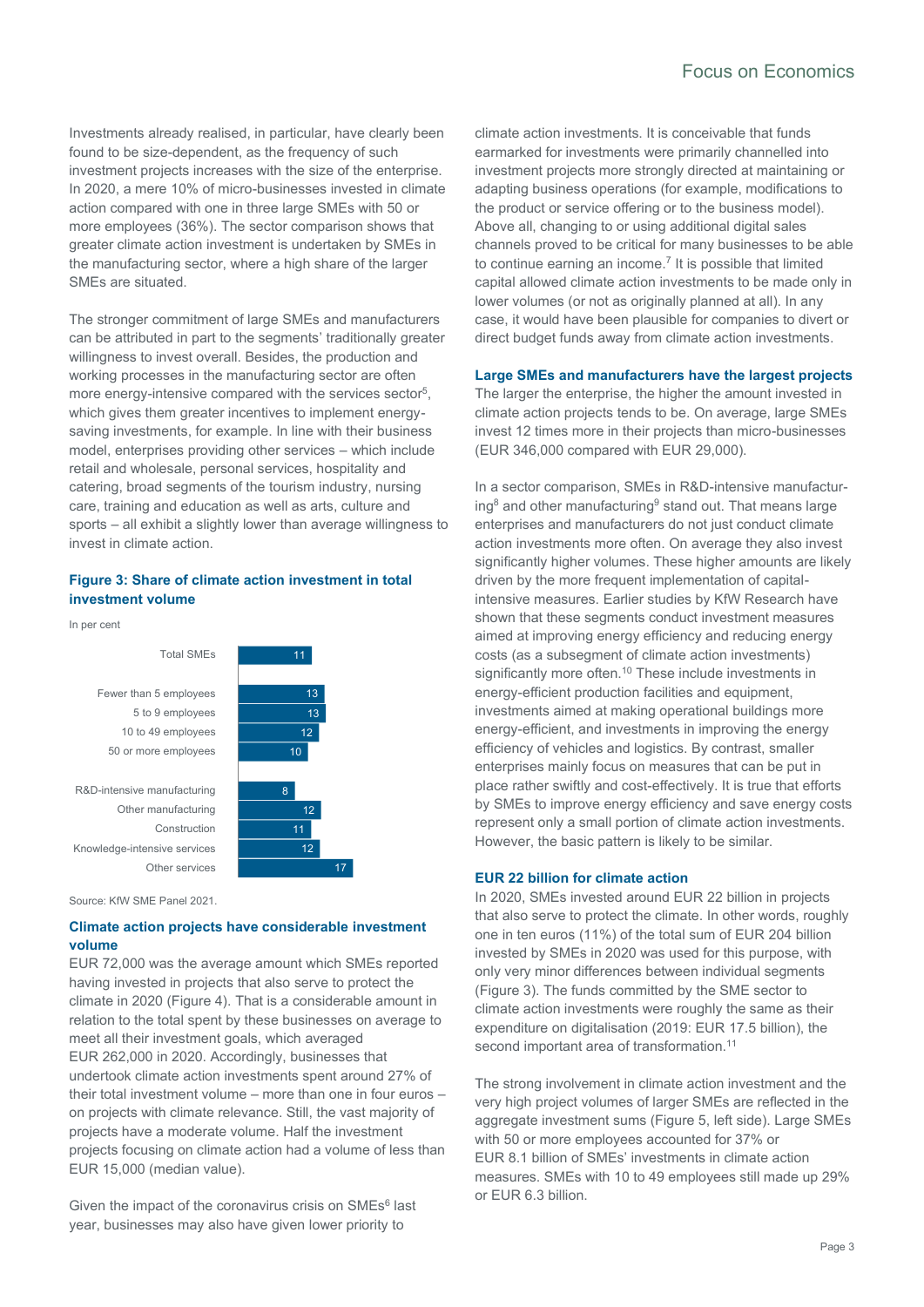Investments already realised, in particular, have clearly been found to be size-dependent, as the frequency of such investment projects increases with the size of the enterprise. In 2020, a mere 10% of micro-businesses invested in climate action compared with one in three large SMEs with 50 or more employees (36%). The sector comparison shows that greater climate action investment is undertaken by SMEs in the manufacturing sector, where a high share of the larger SMEs are situated.

The stronger commitment of large SMEs and manufacturers can be attributed in part to the segments' traditionally greater willingness to invest overall. Besides, the production and working processes in the manufacturing sector are often more energy-intensive compared with the services sector[5], which gives them greater incentives to implement energy-saving investments, for example. In line with their business model, enterprises providing other services – which include retail and wholesale, personal services, hospitality and catering, broad segments of the tourism industry, nursing care, training and education as well as arts, culture and sports – all exhibit a slightly lower than average willingness to invest in climate action.

**Figure 3: Share of climate action investment in total investment volume**

In per cent

| | |
|---|---|
| Total SMEs | 11 |
| Fewer than 5 employees | 13 |
| 5 to 9 employees | 13 |
| 10 to 49 employees | 12 |
| 50 or more employees | 10 |
| R&D-intensive manufacturing | 8 |
| Other manufacturing | 12 |
| Construction | 11 |
| Knowledge-intensive services | 12 |
| Other services | 17 |

Source: KfW SME Panel 2021.

### Climate action projects have considerable investment volume

EUR 72,000 was the average amount which SMEs reported having invested in projects that also serve to protect the climate in 2020 (Figure 4). That is a considerable amount in relation to the total spent by these businesses on average to meet all their investment goals, which averaged EUR 262,000 in 2020. Accordingly, businesses that undertook climate action investments spent around 27% of their total investment volume – more than one in four euros – on projects with climate relevance. Still, the vast majority of projects have a moderate volume. Half the investment projects focusing on climate action had a volume of less than EUR 15,000 (median value).

Given the impact of the coronavirus crisis on SMEs[6] last year, businesses may also have given lower priority to climate action investments. It is conceivable that funds earmarked for investments were primarily channelled into investment projects more strongly directed at maintaining or adapting business operations (for example, modifications to the product or service offering or to the business model). Above all, changing to or using additional digital sales channels proved to be critical for many businesses to be able to continue earning an income.[7] It is possible that limited capital allowed climate action investments to be made only in lower volumes (or not as originally planned at all). In any case, it would have been plausible for companies to divert or direct budget funds away from climate action investments.

### Large SMEs and manufacturers have the largest projects

The larger the enterprise, the higher the amount invested in climate action projects tends to be. On average, large SMEs invest 12 times more in their projects than micro-businesses (EUR 346,000 compared with EUR 29,000).

In a sector comparison, SMEs in R&D-intensive manufacturing[8] and other manufacturing[9] stand out. That means large enterprises and manufacturers do not just conduct climate action investments more often. On average they also invest significantly higher volumes. These higher amounts are likely driven by the more frequent implementation of capital-intensive measures. Earlier studies by KfW Research have shown that these segments conduct investment measures aimed at improving energy efficiency and reducing energy costs (as a subsegment of climate action investments) significantly more often.[10] These include investments in energy-efficient production facilities and equipment, investments aimed at making operational buildings more energy-efficient, and investments in improving the energy efficiency of vehicles and logistics. By contrast, smaller enterprises mainly focus on measures that can be put in place rather swiftly and cost-effectively. It is true that efforts by SMEs to improve energy efficiency and save energy costs represent only a small portion of climate action investments. However, the basic pattern is likely to be similar.

### EUR 22 billion for climate action

In 2020, SMEs invested around EUR 22 billion in projects that also serve to protect the climate. In other words, roughly one in ten euros (11%) of the total sum of EUR 204 billion invested by SMEs in 2020 was used for this purpose, with only very minor differences between individual segments (Figure 3). The funds committed by the SME sector to climate action investments were roughly the same as their expenditure on digitalisation (2019: EUR 17.5 billion), the second important area of transformation.[11]

The strong involvement in climate action investment and the very high project volumes of larger SMEs are reflected in the aggregate investment sums (Figure 5, left side). Large SMEs with 50 or more employees accounted for 37% or EUR 8.1 billion of SMEs' investments in climate action measures. SMEs with 10 to 49 employees still made up 29% or EUR 6.3 billion.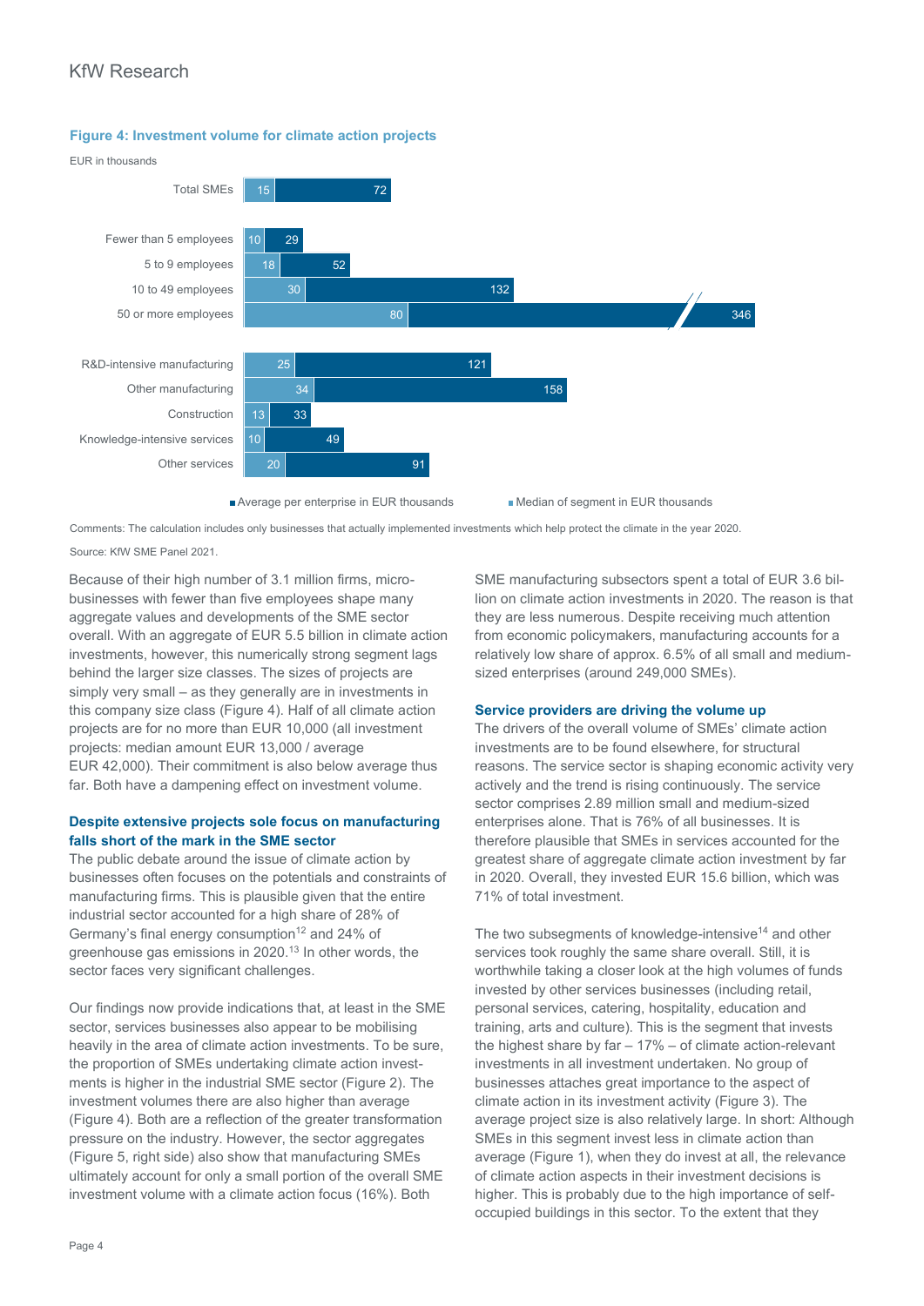**Figure 4: Investment volume for climate action projects**

EUR in thousands

| | Median of segment in EUR thousands | Average per enterprise in EUR thousands |
|---|---|---|
| Total SMEs | 15 | 72 |
| Fewer than 5 employees | 10 | 29 |
| 5 to 9 employees | 18 | 52 |
| 10 to 49 employees | 30 | 132 |
| 50 or more employees | 80 | 346 |
| R&D-intensive manufacturing | 25 | 121 |
| Other manufacturing | 34 | 158 |
| Construction | 13 | 33 |
| Knowledge-intensive services | 10 | 49 |
| Other services | 20 | 91 |

Comments: The calculation includes only businesses that actually implemented investments which help protect the climate in the year 2020.

Source: KfW SME Panel 2021.

Because of their high number of 3.1 million firms, micro-businesses with fewer than five employees shape many aggregate values and developments of the SME sector overall. With an aggregate of EUR 5.5 billion in climate action investments, however, this numerically strong segment lags behind the larger size classes. The sizes of projects are simply very small – as they generally are in investments in this company size class (Figure 4). Half of all climate action projects are for no more than EUR 10,000 (all investment projects: median amount EUR 13,000 / average EUR 42,000). Their commitment is also below average thus far. Both have a dampening effect on investment volume.

### Despite extensive projects sole focus on manufacturing falls short of the mark in the SME sector

The public debate around the issue of climate action by businesses often focuses on the potentials and constraints of manufacturing firms. This is plausible given that the entire industrial sector accounted for a high share of 28% of Germany's final energy consumption[12] and 24% of greenhouse gas emissions in 2020.[13] In other words, the sector faces very significant challenges.

Our findings now provide indications that, at least in the SME sector, services businesses also appear to be mobilising heavily in the area of climate action investments. To be sure, the proportion of SMEs undertaking climate action investments is higher in the industrial SME sector (Figure 2). The investment volumes there are also higher than average (Figure 4). Both are a reflection of the greater transformation pressure on the industry. However, the sector aggregates (Figure 5, right side) also show that manufacturing SMEs ultimately account for only a small portion of the overall SME investment volume with a climate action focus (16%). Both SME manufacturing subsectors spent a total of EUR 3.6 billion on climate action investments in 2020. The reason is that they are less numerous. Despite receiving much attention from economic policymakers, manufacturing accounts for a relatively low share of approx. 6.5% of all small and medium-sized enterprises (around 249,000 SMEs).

### Service providers are driving the volume up

The drivers of the overall volume of SMEs' climate action investments are to be found elsewhere, for structural reasons. The service sector is shaping economic activity very actively and the trend is rising continuously. The service sector comprises 2.89 million small and medium-sized enterprises alone. That is 76% of all businesses. It is therefore plausible that SMEs in services accounted for the greatest share of aggregate climate action investment by far in 2020. Overall, they invested EUR 15.6 billion, which was 71% of total investment.

The two subsegments of knowledge-intensive[14] and other services took roughly the same share overall. Still, it is worthwhile taking a closer look at the high volumes of funds invested by other services businesses (including retail, personal services, catering, hospitality, education and training, arts and culture). This is the segment that invests the highest share by far – 17% – of climate action-relevant investments in all investment undertaken. No group of businesses attaches great importance to the aspect of climate action in its investment activity (Figure 3). The average project size is also relatively large. In short: Although SMEs in this segment invest less in climate action than average (Figure 1), when they do invest at all, the relevance of climate action aspects in their investment decisions is higher. This is probably due to the high importance of self-occupied buildings in this sector. To the extent that they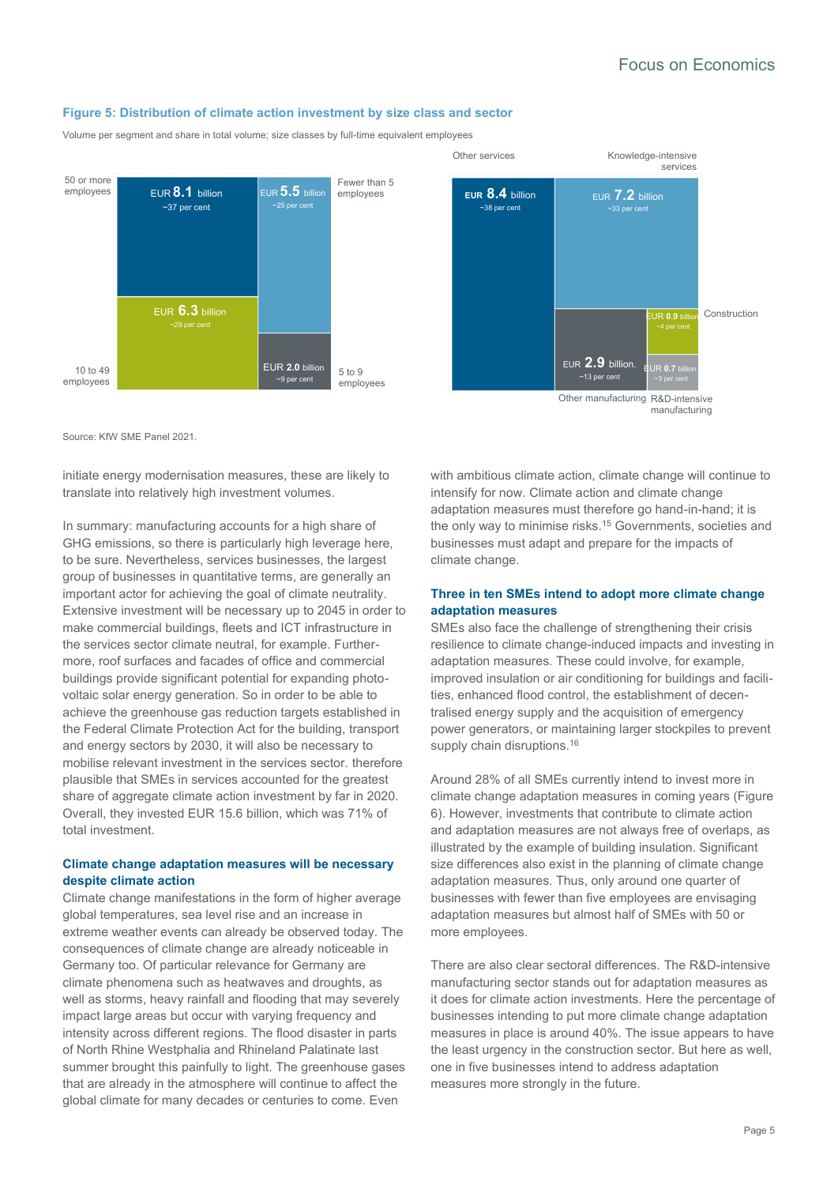**Figure 5: Distribution of climate action investment by size class and sector**

Volume per segment and share in total volume; size classes by full-time equivalent employees

| Size class | Volume | Share |
|---|---|---|
| 50 or more employees | EUR 8.1 billion | ~37 per cent |
| 10 to 49 employees | EUR 6.3 billion | ~29 per cent |
| Fewer than 5 employees | EUR 5.5 billion | ~25 per cent |
| 5 to 9 employees | EUR 2.0 billion | ~9 per cent |

| Sector | Volume | Share |
|---|---|---|
| Other services | EUR 8.4 billion | ~38 per cent |
| Knowledge-intensive services | EUR 7.2 billion | ~33 per cent |
| Other manufacturing | EUR 2.9 billion. | ~13 per cent |
| Construction | EUR 0.9 billion | ~4 per cent |
| R&D-intensive manufacturing | EUR 0.7 billion | ~3 per cent |

Source: KfW SME Panel 2021.

initiate energy modernisation measures, these are likely to translate into relatively high investment volumes.

In summary: manufacturing accounts for a high share of GHG emissions, so there is particularly high leverage here, to be sure. Nevertheless, services businesses, the largest group of businesses in quantitative terms, are generally an important actor for achieving the goal of climate neutrality. Extensive investment will be necessary up to 2045 in order to make commercial buildings, fleets and ICT infrastructure in the services sector climate neutral, for example. Furthermore, roof surfaces and facades of office and commercial buildings provide significant potential for expanding photovoltaic solar energy generation. So in order to be able to achieve the greenhouse gas reduction targets established in the Federal Climate Protection Act for the building, transport and energy sectors by 2030, it will also be necessary to mobilise relevant investment in the services sector. therefore plausible that SMEs in services accounted for the greatest share of aggregate climate action investment by far in 2020. Overall, they invested EUR 15.6 billion, which was 71% of total investment.

### Climate change adaptation measures will be necessary despite climate action

Climate change manifestations in the form of higher average global temperatures, sea level rise and an increase in extreme weather events can already be observed today. The consequences of climate change are already noticeable in Germany too. Of particular relevance for Germany are climate phenomena such as heatwaves and droughts, as well as storms, heavy rainfall and flooding that may severely impact large areas but occur with varying frequency and intensity across different regions. The flood disaster in parts of North Rhine Westphalia and Rhineland Palatinate last summer brought this painfully to light. The greenhouse gases that are already in the atmosphere will continue to affect the global climate for many decades or centuries to come. Even with ambitious climate action, climate change will continue to intensify for now. Climate action and climate change adaptation measures must therefore go hand-in-hand; it is the only way to minimise risks.[15] Governments, societies and businesses must adapt and prepare for the impacts of climate change.

### Three in ten SMEs intend to adopt more climate change adaptation measures

SMEs also face the challenge of strengthening their crisis resilience to climate change-induced impacts and investing in adaptation measures. These could involve, for example, improved insulation or air conditioning for buildings and facilities, enhanced flood control, the establishment of decentralised energy supply and the acquisition of emergency power generators, or maintaining larger stockpiles to prevent supply chain disruptions.[16]

Around 28% of all SMEs currently intend to invest more in climate change adaptation measures in coming years (Figure 6). However, investments that contribute to climate action and adaptation measures are not always free of overlaps, as illustrated by the example of building insulation. Significant size differences also exist in the planning of climate change adaptation measures. Thus, only around one quarter of businesses with fewer than five employees are envisaging adaptation measures but almost half of SMEs with 50 or more employees.

There are also clear sectoral differences. The R&D-intensive manufacturing sector stands out for adaptation measures as it does for climate action investments. Here the percentage of businesses intending to put more climate change adaptation measures in place is around 40%. The issue appears to have the least urgency in the construction sector. But here as well, one in five businesses intend to address adaptation measures more strongly in the future.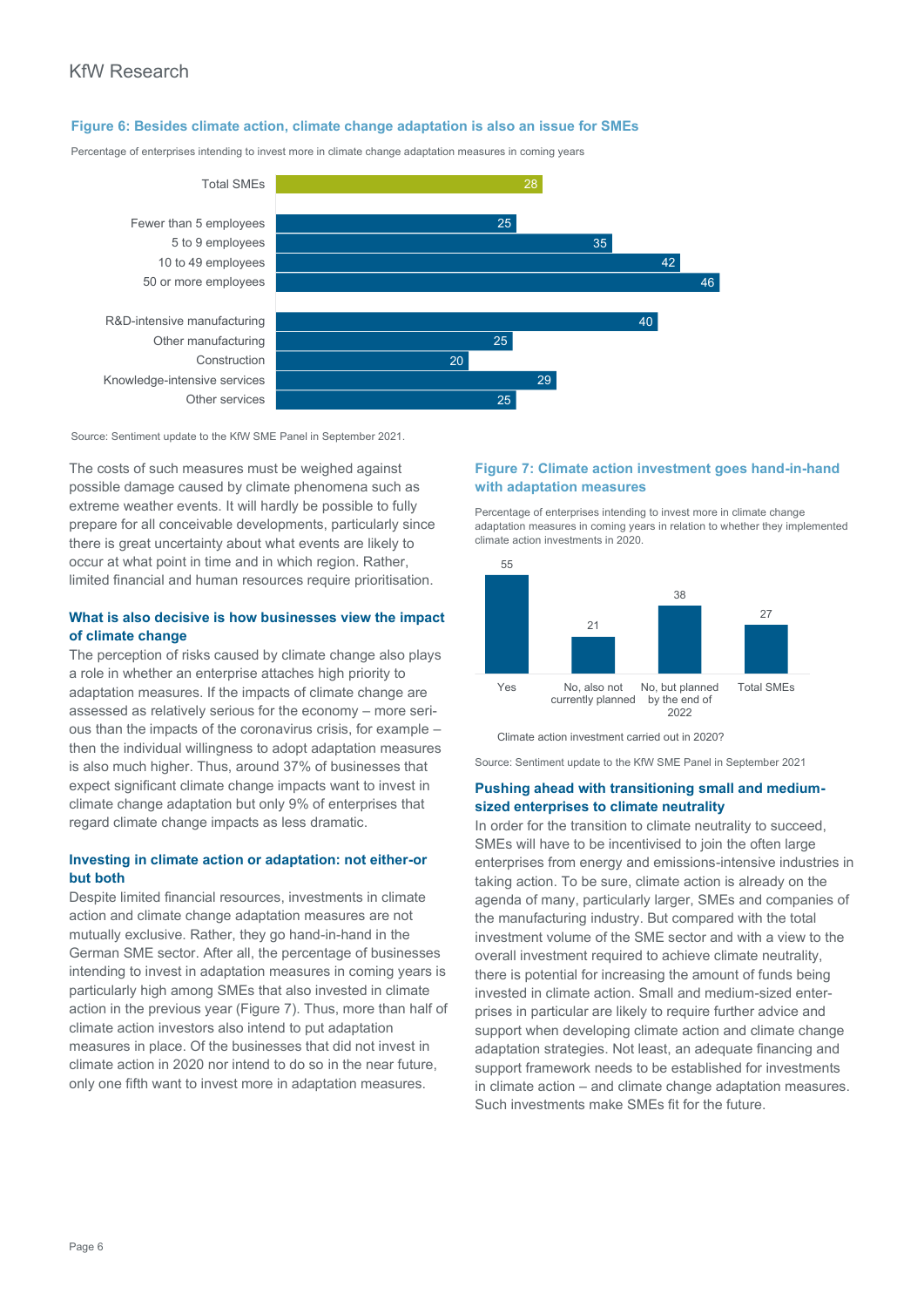**Figure 6: Besides climate action, climate change adaptation is also an issue for SMEs**

Percentage of enterprises intending to invest more in climate change adaptation measures in coming years

| Category | Percentage |
| --- | --- |
| Total SMEs | 28 |
| Fewer than 5 employees | 25 |
| 5 to 9 employees | 35 |
| 10 to 49 employees | 42 |
| 50 or more employees | 46 |
| R&D-intensive manufacturing | 40 |
| Other manufacturing | 25 |
| Construction | 20 |
| Knowledge-intensive services | 29 |
| Other services | 25 |

Source: Sentiment update to the KfW SME Panel in September 2021.

The costs of such measures must be weighed against possible damage caused by climate phenomena such as extreme weather events. It will hardly be possible to fully prepare for all conceivable developments, particularly since there is great uncertainty about what events are likely to occur at what point in time and in which region. Rather, limited financial and human resources require prioritisation.

### What is also decisive is how businesses view the impact of climate change

The perception of risks caused by climate change also plays a role in whether an enterprise attaches high priority to adaptation measures. If the impacts of climate change are assessed as relatively serious for the economy – more serious than the impacts of the coronavirus crisis, for example – then the individual willingness to adopt adaptation measures is also much higher. Thus, around 37% of businesses that expect significant climate change impacts want to invest in climate change adaptation but only 9% of enterprises that regard climate change impacts as less dramatic.

### Investing in climate action or adaptation: not either-or but both

Despite limited financial resources, investments in climate action and climate change adaptation measures are not mutually exclusive. Rather, they go hand-in-hand in the German SME sector. After all, the percentage of businesses intending to invest in adaptation measures in coming years is particularly high among SMEs that also invested in climate action in the previous year (Figure 7). Thus, more than half of climate action investors also intend to put adaptation measures in place. Of the businesses that did not invest in climate action in 2020 nor intend to do so in the near future, only one fifth want to invest more in adaptation measures.

**Figure 7: Climate action investment goes hand-in-hand with adaptation measures**

Percentage of enterprises intending to invest more in climate change adaptation measures in coming years in relation to whether they implemented climate action investments in 2020.

| Climate action investment carried out in 2020? | Percentage |
| --- | --- |
| Yes | 55 |
| No, also not currently planned | 21 |
| No, but planned by the end of 2022 | 38 |
| Total SMEs | 27 |

Source: Sentiment update to the KfW SME Panel in September 2021

### Pushing ahead with transitioning small and medium-sized enterprises to climate neutrality

In order for the transition to climate neutrality to succeed, SMEs will have to be incentivised to join the often large enterprises from energy and emissions-intensive industries in taking action. To be sure, climate action is already on the agenda of many, particularly larger, SMEs and companies of the manufacturing industry. But compared with the total investment volume of the SME sector and with a view to the overall investment required to achieve climate neutrality, there is potential for increasing the amount of funds being invested in climate action. Small and medium-sized enterprises in particular are likely to require further advice and support when developing climate action and climate change adaptation strategies. Not least, an adequate financing and support framework needs to be established for investments in climate action – and climate change adaptation measures. Such investments make SMEs fit for the future.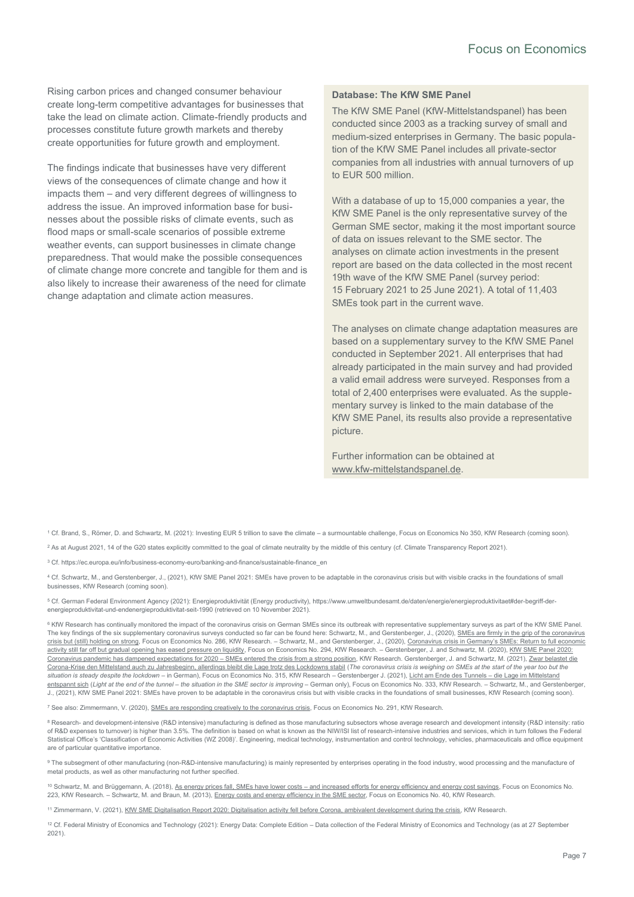Rising carbon prices and changed consumer behaviour create long-term competitive advantages for businesses that take the lead on climate action. Climate-friendly products and processes constitute future growth markets and thereby create opportunities for future growth and employment.

The findings indicate that businesses have very different views of the consequences of climate change and how it impacts them – and very different degrees of willingness to address the issue. An improved information base for businesses about the possible risks of climate events, such as flood maps or small-scale scenarios of possible extreme weather events, can support businesses in climate change preparedness. That would make the possible consequences of climate change more concrete and tangible for them and is also likely to increase their awareness of the need for climate change adaptation and climate action measures.

**Database: The KfW SME Panel**

The KfW SME Panel (KfW-Mittelstandspanel) has been conducted since 2003 as a tracking survey of small and medium-sized enterprises in Germany. The basic population of the KfW SME Panel includes all private-sector companies from all industries with annual turnovers of up to EUR 500 million.

With a database of up to 15,000 companies a year, the KfW SME Panel is the only representative survey of the German SME sector, making it the most important source of data on issues relevant to the SME sector. The analyses on climate action investments in the present report are based on the data collected in the most recent 19th wave of the KfW SME Panel (survey period: 15 February 2021 to 25 June 2021). A total of 11,403 SMEs took part in the current wave.

The analyses on climate change adaptation measures are based on a supplementary survey to the KfW SME Panel conducted in September 2021. All enterprises that had already participated in the main survey and had provided a valid email address were surveyed. Responses from a total of 2,400 enterprises were evaluated. As the supplementary survey is linked to the main database of the KfW SME Panel, its results also provide a representative picture.

Further information can be obtained at www.kfw-mittelstandspanel.de.

---

[1] Cf. Brand, S., Römer, D. and Schwartz, M. (2021): Investing EUR 5 trillion to save the climate – a surmountable challenge, Focus on Economics No 350, KfW Research (coming soon).

[2] As at August 2021, 14 of the G20 states explicitly committed to the goal of climate neutrality by the middle of this century (cf. Climate Transparency Report 2021).

[3] Cf. https://ec.europa.eu/info/business-economy-euro/banking-and-finance/sustainable-finance_en

[4] Cf. Schwartz, M., and Gerstenberger, J., (2021), KfW SME Panel 2021: SMEs have proven to be adaptable in the coronavirus crisis but with visible cracks in the foundations of small businesses, KfW Research (coming soon).

[5] Cf. German Federal Environment Agency (2021): Energieproduktivität (Energy productivity), https://www.umweltbundesamt.de/daten/energie/energieproduktivitaet#der-begriff-der-energieproduktivitat-und-endenergieproduktivitat-seit-1990 (retrieved on 10 November 2021).

[6] KfW Research has continually monitored the impact of the coronavirus crisis on German SMEs since its outbreak with representative supplementary surveys as part of the KfW SME Panel. The key findings of the six supplementary coronavirus surveys conducted so far can be found here: Schwartz, M., and Gerstenberger, J., (2020), SMEs are firmly in the grip of the coronavirus crisis but (still) holding on strong, Focus on Economics No. 286, KfW Research. – Schwartz, M., and Gerstenberger, J., (2020), Coronavirus crisis in Germany's SMEs: Return to full economic activity still far off but gradual opening has eased pressure on liquidity, Focus on Economics No. 294, KfW Research. – Gerstenberger, J. and Schwartz, M. (2020), KfW SME Panel 2020: Coronavirus pandemic has dampened expectations for 2020 – SMEs entered the crisis from a strong position, KfW Research. Gerstenberger, J. and Schwartz, M. (2021), Zwar belastet die Corona-Krise den Mittelstand auch zu Jahresbeginn, allerdings bleibt die Lage trotz des Lockdowns stabil (*The coronavirus crisis is weighing on SMEs at the start of the year too but the situation is steady despite the lockdown* – in German), Focus on Economics No. 315, KfW Research – Gerstenberger J. (2021), Licht am Ende des Tunnels – die Lage im Mittelstand entspannt sich (*Light at the end of the tunnel – the situation in the SME sector is improving* – German only), Focus on Economics No. 333, KfW Research. – Schwartz, M., and Gerstenberger, J., (2021), KfW SME Panel 2021: SMEs have proven to be adaptable in the coronavirus crisis but with visible cracks in the foundations of small businesses, KfW Research (coming soon).

[7] See also: Zimmermann, V. (2020), SMEs are responding creatively to the coronavirus crisis, Focus on Economics No. 291, KfW Research.

[8] Research- and development-intensive (R&D intensive) manufacturing is defined as those manufacturing subsectors whose average research and development intensity (R&D intensity: ratio of R&D expenses to turnover) is higher than 3.5%. The definition is based on what is known as the NIW/ISI list of research-intensive industries and services, which in turn follows the Federal Statistical Office's 'Classification of Economic Activities (WZ 2008)'. Engineering, medical technology, instrumentation and control technology, vehicles, pharmaceuticals and office equipment are of particular quantitative importance.

[9] The subsegment of other manufacturing (non-R&D-intensive manufacturing) is mainly represented by enterprises operating in the food industry, wood processing and the manufacture of metal products, as well as other manufacturing not further specified.

[10] Schwartz, M. and Brüggemann, A. (2018), As energy prices fall, SMEs have lower costs – and increased efforts for energy efficiency and energy cost savings, Focus on Economics No. 223, KfW Research. – Schwartz, M. and Braun, M. (2013), Energy costs and energy efficiency in the SME sector, Focus on Economics No. 40, KfW Research.

[11] Zimmermann, V. (2021), KfW SME Digitalisation Report 2020: Digitalisation activity fell before Corona, ambivalent development during the crisis, KfW Research.

[12] Cf. Federal Ministry of Economics and Technology (2021): Energy Data: Complete Edition – Data collection of the Federal Ministry of Economics and Technology (as at 27 September 2021).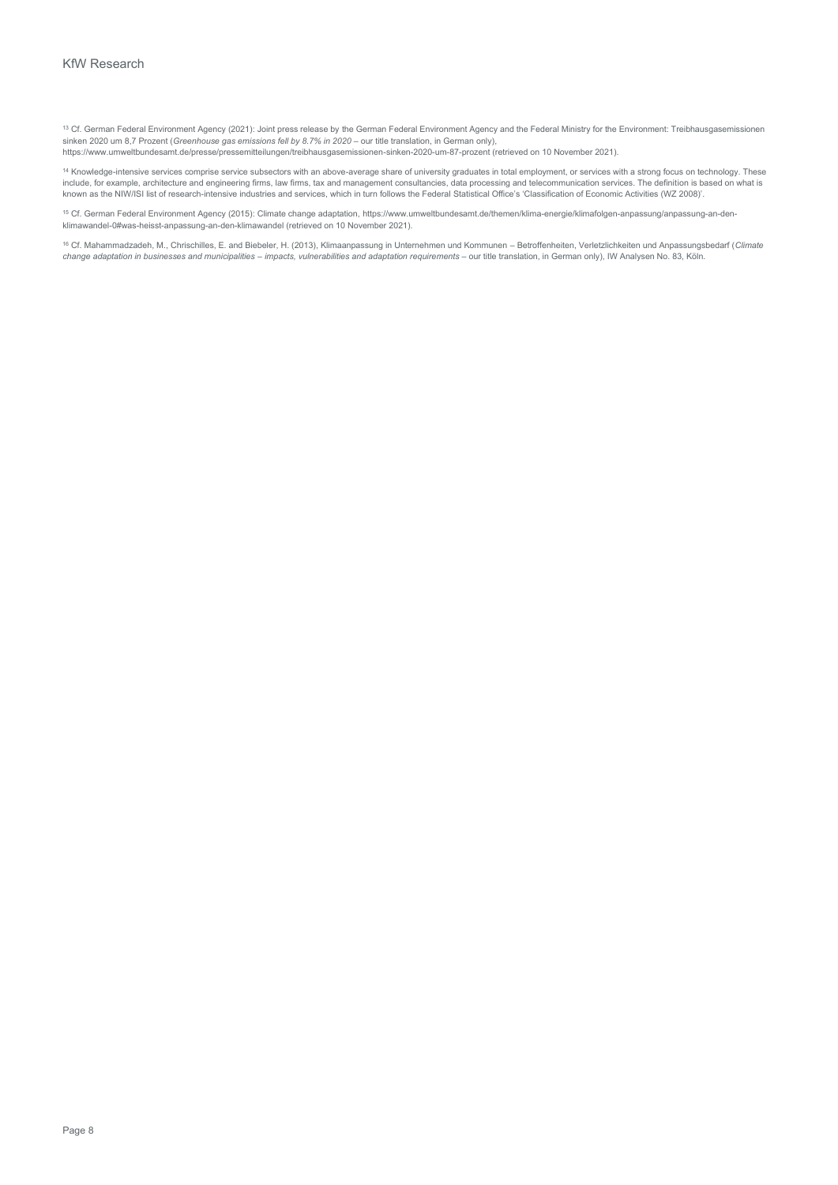[13] Cf. German Federal Environment Agency (2021): Joint press release by the German Federal Environment Agency and the Federal Ministry for the Environment: Treibhausgasemissionen sinken 2020 um 8,7 Prozent (*Greenhouse gas emissions fell by 8.7% in 2020* – our title translation, in German only), https://www.umweltbundesamt.de/presse/pressemitteilungen/treibhausgasemissionen-sinken-2020-um-87-prozent (retrieved on 10 November 2021).

[14] Knowledge-intensive services comprise service subsectors with an above-average share of university graduates in total employment, or services with a strong focus on technology. These include, for example, architecture and engineering firms, law firms, tax and management consultancies, data processing and telecommunication services. The definition is based on what is known as the NIW/ISI list of research-intensive industries and services, which in turn follows the Federal Statistical Office's 'Classification of Economic Activities (WZ 2008)'.

[15] Cf. German Federal Environment Agency (2015): Climate change adaptation, https://www.umweltbundesamt.de/themen/klima-energie/klimafolgen-anpassung/anpassung-an-den-klimawandel-0#was-heisst-anpassung-an-den-klimawandel (retrieved on 10 November 2021).

[16] Cf. Mahammadzadeh, M., Chrischilles, E. and Biebeler, H. (2013), Klimaanpassung in Unternehmen und Kommunen – Betroffenheiten, Verletzlichkeiten und Anpassungsbedarf (*Climate change adaptation in businesses and municipalities – impacts, vulnerabilities and adaptation requirements* – our title translation, in German only), IW Analysen No. 83, Köln.